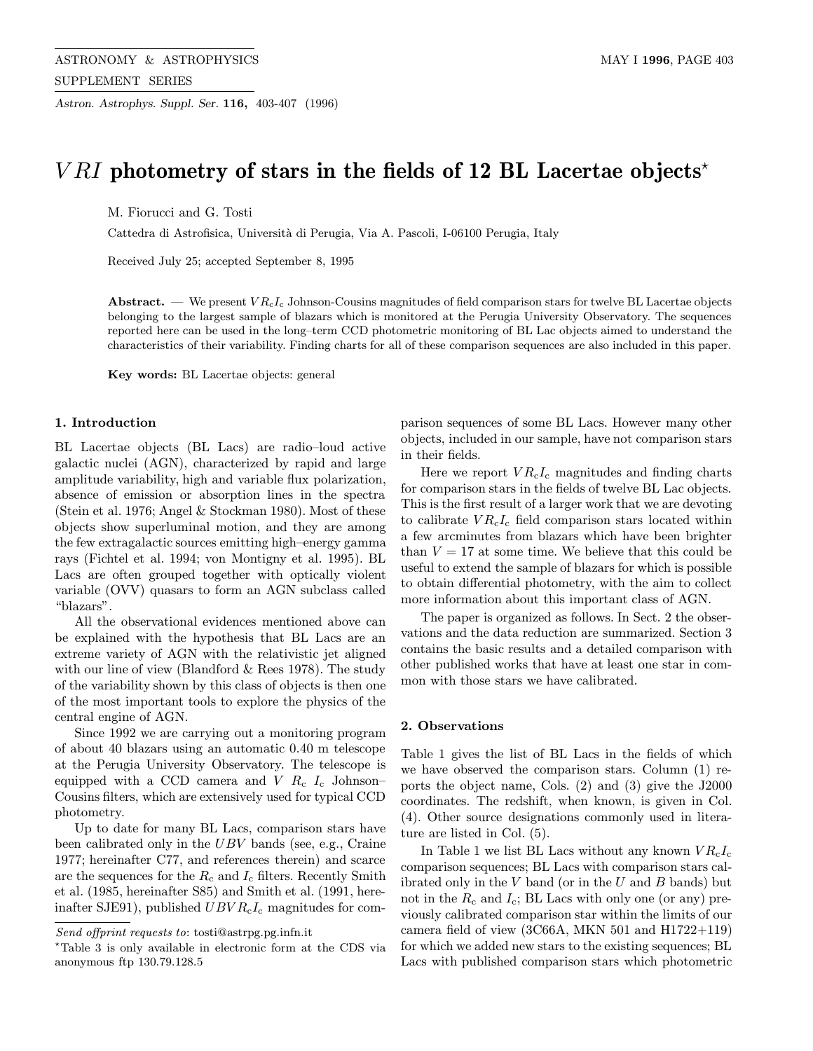# $VRI$ photometry of stars in the fields of 12 BL Lacertae objects*

M. Fiorucci and G. Tosti

Cattedra di Astrofisica, Università di Perugia, Via A. Pascoli, I-06100 Perugia, Italy

Received July 25; accepted September 8, 1995

**Abstract.** — We present $VR_cI_c$ Johnson-Cousins magnitudes of field comparison stars for twelve BL Lacertae objects belonging to the largest sample of blazars which is monitored at the Perugia University Observatory. The sequences reported here can be used in the long–term CCD photometric monitoring of BL Lac objects aimed to understand the characteristics of their variability. Finding charts for all of these comparison sequences are also included in this paper.

**Key words:** BL Lacertae objects: general

## 1. Introduction

BL Lacertae objects (BL Lacs) are radio–loud active galactic nuclei (AGN), characterized by rapid and large amplitude variability, high and variable flux polarization, absence of emission or absorption lines in the spectra (Stein et al. 1976; Angel & Stockman 1980). Most of these objects show superluminal motion, and they are among the few extragalactic sources emitting high–energy gamma rays (Fichtel et al. 1994; von Montigny et al. 1995). BL Lacs are often grouped together with optically violent variable (OVV) quasars to form an AGN subclass called "blazars".

All the observational evidences mentioned above can be explained with the hypothesis that BL Lacs are an extreme variety of AGN with the relativistic jet aligned with our line of view (Blandford & Rees 1978). The study of the variability shown by this class of objects is then one of the most important tools to explore the physics of the central engine of AGN.

Since 1992 we are carrying out a monitoring program of about 40 blazars using an automatic 0.40 m telescope at the Perugia University Observatory. The telescope is equipped with a CCD camera and $V$ $R_c$ $I_c$ Johnson–Cousins filters, which are extensively used for typical CCD photometry.

Up to date for many BL Lacs, comparison stars have been calibrated only in the $UBV$ bands (see, e.g., Craine 1977; hereinafter C77, and references therein) and scarce are the sequences for the $R_c$ and $I_c$ filters. Recently Smith et al. (1985, hereinafter S85) and Smith et al. (1991, hereinafter SJE91), published $UBVR_cI_c$ magnitudes for comparison sequences of some BL Lacs. However many other objects, included in our sample, have not comparison stars in their fields.

Here we report $VR_cI_c$ magnitudes and finding charts for comparison stars in the fields of twelve BL Lac objects. This is the first result of a larger work that we are devoting to calibrate $VR_cI_c$ field comparison stars located within a few arcminutes from blazars which have been brighter than $V = 17$ at some time. We believe that this could be useful to extend the sample of blazars for which is possible to obtain differential photometry, with the aim to collect more information about this important class of AGN.

The paper is organized as follows. In Sect. 2 the observations and the data reduction are summarized. Section 3 contains the basic results and a detailed comparison with other published works that have at least one star in common with those stars we have calibrated.

## 2. Observations

Table 1 gives the list of BL Lacs in the fields of which we have observed the comparison stars. Column (1) reports the object name, Cols. (2) and (3) give the J2000 coordinates. The redshift, when known, is given in Col. (4). Other source designations commonly used in literature are listed in Col. (5).

In Table 1 we list BL Lacs without any known $VR_cI_c$ comparison sequences; BL Lacs with comparison stars calibrated only in the $V$ band (or in the $U$ and $B$ bands) but not in the $R_c$ and $I_c$; BL Lacs with only one (or any) previously calibrated comparison star within the limits of our camera field of view (3C66A, MKN 501 and H1722+119) for which we added new stars to the existing sequences; BL Lacs with published comparison stars which photometric

*Send offprint requests to*: tosti@astrpg.pg.infn.it

*Table 3 is only available in electronic form at the CDS via anonymous ftp 130.79.128.5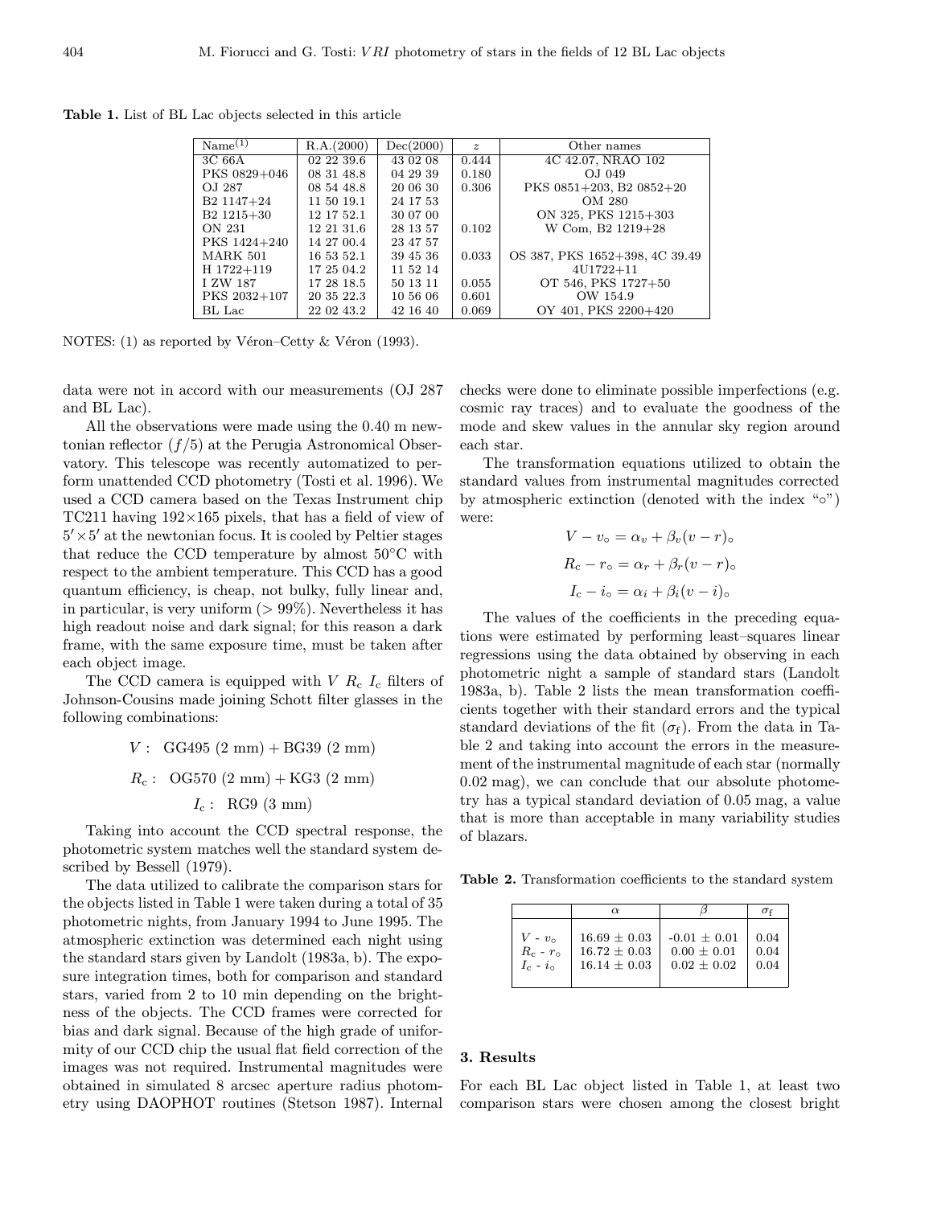**Table 1.** List of BL Lac objects selected in this article

| Name[(1)] | R.A.(2000) | Dec(2000) | $z$ | Other names |
|---|---|---|---|---|
| 3C 66A | 02 22 39.6 | 43 02 08 | 0.444 | 4C 42.07, NRAO 102 |
| PKS 0829+046 | 08 31 48.8 | 04 29 39 | 0.180 | OJ 049 |
| OJ 287 | 08 54 48.8 | 20 06 30 | 0.306 | PKS 0851+203, B2 0852+20 |
| B2 1147+24 | 11 50 19.1 | 24 17 53 | | OM 280 |
| B2 1215+30 | 12 17 52.1 | 30 07 00 | | ON 325, PKS 1215+303 |
| ON 231 | 12 21 31.6 | 28 13 57 | 0.102 | W Com, B2 1219+28 |
| PKS 1424+240 | 14 27 00.4 | 23 47 57 | | |
| MARK 501 | 16 53 52.1 | 39 45 36 | 0.033 | OS 387, PKS 1652+398, 4C 39.49 |
| H 1722+119 | 17 25 04.2 | 11 52 14 | | 4U1722+11 |
| I ZW 187 | 17 28 18.5 | 50 13 11 | 0.055 | OT 546, PKS 1727+50 |
| PKS 2032+107 | 20 35 22.3 | 10 56 06 | 0.601 | OW 154.9 |
| BL Lac | 22 02 43.2 | 42 16 40 | 0.069 | OY 401, PKS 2200+420 |

NOTES: (1) as reported by Véron–Cetty & Véron (1993).

data were not in accord with our measurements (OJ 287 and BL Lac).

All the observations were made using the 0.40 m newtonian reflector ($f/5$) at the Perugia Astronomical Observatory. This telescope was recently automatized to perform unattended CCD photometry (Tosti et al. 1996). We used a CCD camera based on the Texas Instrument chip TC211 having 192×165 pixels, that has a field of view of $5' \times 5'$ at the newtonian focus. It is cooled by Peltier stages that reduce the CCD temperature by almost 50°C with respect to the ambient temperature. This CCD has a good quantum efficiency, is cheap, not bulky, fully linear and, in particular, is very uniform (> 99%). Nevertheless it has high readout noise and dark signal; for this reason a dark frame, with the same exposure time, must be taken after each object image.

The CCD camera is equipped with $V$ $R_{\rm c}$ $I_{\rm c}$ filters of Johnson-Cousins made joining Schott filter glasses in the following combinations:

$$V: \ \text{GG495 (2 mm)} + \text{BG39 (2 mm)}$$

$$R_{\rm c}: \ \text{OG570 (2 mm)} + \text{KG3 (2 mm)}$$

$$I_{\rm c}: \ \text{RG9 (3 mm)}$$

Taking into account the CCD spectral response, the photometric system matches well the standard system described by Bessell (1979).

The data utilized to calibrate the comparison stars for the objects listed in Table 1 were taken during a total of 35 photometric nights, from January 1994 to June 1995. The atmospheric extinction was determined each night using the standard stars given by Landolt (1983a, b). The exposure integration times, both for comparison and standard stars, varied from 2 to 10 min depending on the brightness of the objects. The CCD frames were corrected for bias and dark signal. Because of the high grade of uniformity of our CCD chip the usual flat field correction of the images was not required. Instrumental magnitudes were obtained in simulated 8 arcsec aperture radius photometry using DAOPHOT routines (Stetson 1987). Internal checks were done to eliminate possible imperfections (e.g. cosmic ray traces) and to evaluate the goodness of the mode and skew values in the annular sky region around each star.

The transformation equations utilized to obtain the standard values from instrumental magnitudes corrected by atmospheric extinction (denoted with the index "∘") were:

$$V - v_\circ = \alpha_v + \beta_v (v - r)_\circ$$

$$R_{\rm c} - r_\circ = \alpha_r + \beta_r (v - r)_\circ$$

$$I_{\rm c} - i_\circ = \alpha_i + \beta_i (v - i)_\circ$$

The values of the coefficients in the preceding equations were estimated by performing least–squares linear regressions using the data obtained by observing in each photometric night a sample of standard stars (Landolt 1983a, b). Table 2 lists the mean transformation coefficients together with their standard errors and the typical standard deviations of the fit ($\sigma_{\rm f}$). From the data in Table 2 and taking into account the errors in the measurement of the instrumental magnitude of each star (normally 0.02 mag), we can conclude that our absolute photometry has a typical standard deviation of 0.05 mag, a value that is more than acceptable in many variability studies of blazars.

**Table 2.** Transformation coefficients to the standard system

| | $\alpha$ | $\beta$ | $\sigma_{\rm f}$ |
|---|---|---|---|
| $V$ - $v_\circ$ | 16.69 ± 0.03 | -0.01 ± 0.01 | 0.04 |
| $R_{\rm c}$ - $r_\circ$ | 16.72 ± 0.03 | 0.00 ± 0.01 | 0.04 |
| $I_{\rm c}$ - $i_\circ$ | 16.14 ± 0.03 | 0.02 ± 0.02 | 0.04 |

## 3. Results

For each BL Lac object listed in Table 1, at least two comparison stars were chosen among the closest bright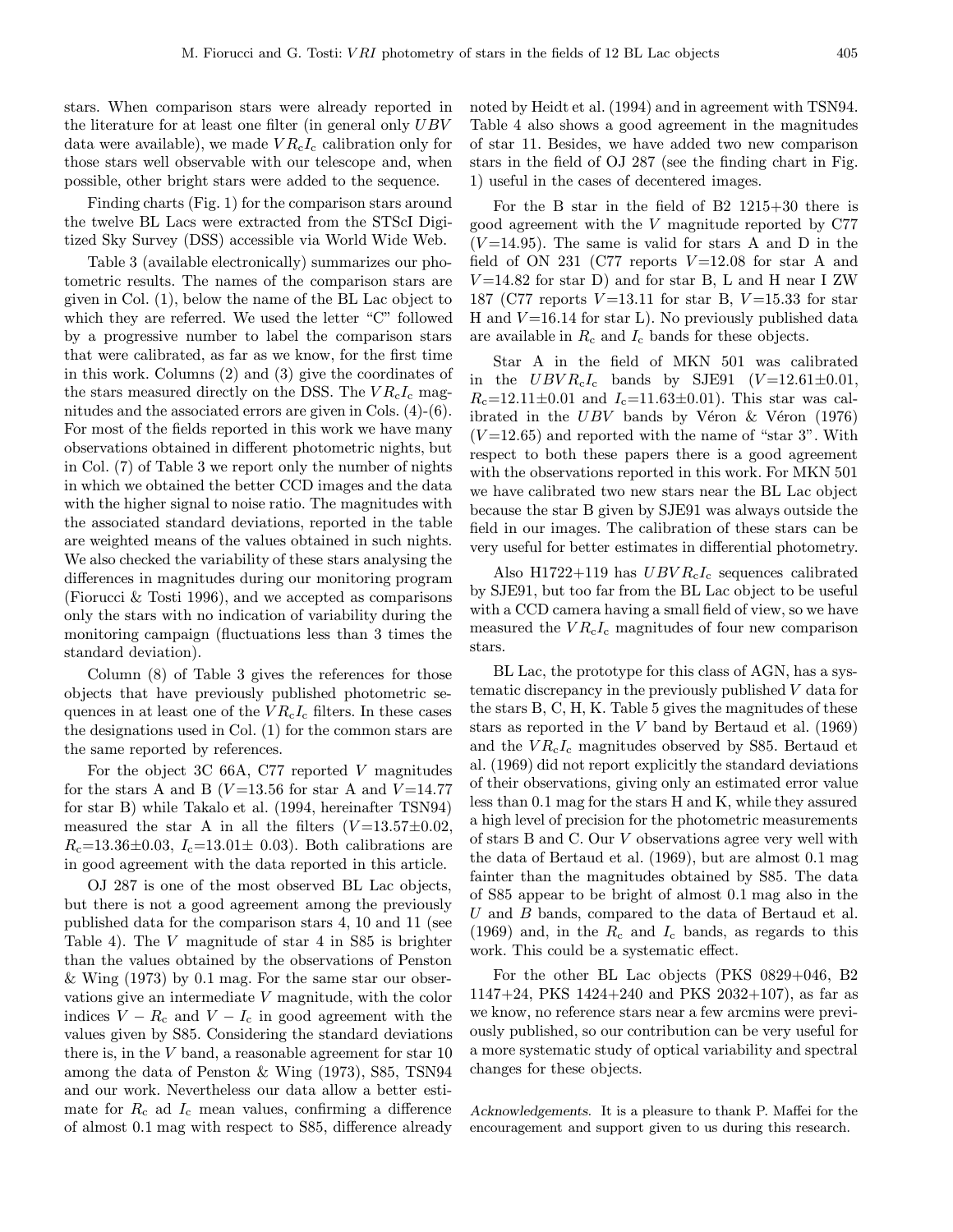stars. When comparison stars were already reported in the literature for at least one filter (in general only $UBV$ data were available), we made $VR_cI_c$ calibration only for those stars well observable with our telescope and, when possible, other bright stars were added to the sequence.

Finding charts (Fig. 1) for the comparison stars around the twelve BL Lacs were extracted from the STScI Digitized Sky Survey (DSS) accessible via World Wide Web.

Table 3 (available electronically) summarizes our photometric results. The names of the comparison stars are given in Col. (1), below the name of the BL Lac object to which they are referred. We used the letter "C" followed by a progressive number to label the comparison stars that were calibrated, as far as we know, for the first time in this work. Columns (2) and (3) give the coordinates of the stars measured directly on the DSS. The $VR_cI_c$ magnitudes and the associated errors are given in Cols. (4)-(6). For most of the fields reported in this work we have many observations obtained in different photometric nights, but in Col. (7) of Table 3 we report only the number of nights in which we obtained the better CCD images and the data with the higher signal to noise ratio. The magnitudes with the associated standard deviations, reported in the table are weighted means of the values obtained in such nights. We also checked the variability of these stars analysing the differences in magnitudes during our monitoring program (Fiorucci & Tosti 1996), and we accepted as comparisons only the stars with no indication of variability during the monitoring campaign (fluctuations less than 3 times the standard deviation).

Column (8) of Table 3 gives the references for those objects that have previously published photometric sequences in at least one of the $VR_cI_c$ filters. In these cases the designations used in Col. (1) for the common stars are the same reported by references.

For the object 3C 66A, C77 reported $V$ magnitudes for the stars A and B ($V$=13.56 for star A and $V$=14.77 for star B) while Takalo et al. (1994, hereinafter TSN94) measured the star A in all the filters ($V$=13.57±0.02, $R_c$=13.36±0.03, $I_c$=13.01± 0.03). Both calibrations are in good agreement with the data reported in this article.

OJ 287 is one of the most observed BL Lac objects, but there is not a good agreement among the previously published data for the comparison stars 4, 10 and 11 (see Table 4). The $V$ magnitude of star 4 in S85 is brighter than the values obtained by the observations of Penston & Wing (1973) by 0.1 mag. For the same star our observations give an intermediate $V$ magnitude, with the color indices $V-R_c$ and $V-I_c$ in good agreement with the values given by S85. Considering the standard deviations there is, in the $V$ band, a reasonable agreement for star 10 among the data of Penston & Wing (1973), S85, TSN94 and our work. Nevertheless our data allow a better estimate for $R_c$ ad $I_c$ mean values, confirming a difference of almost 0.1 mag with respect to S85, difference already noted by Heidt et al. (1994) and in agreement with TSN94. Table 4 also shows a good agreement in the magnitudes of star 11. Besides, we have added two new comparison stars in the field of OJ 287 (see the finding chart in Fig. 1) useful in the cases of decentered images.

For the B star in the field of B2 1215+30 there is good agreement with the $V$ magnitude reported by C77 ($V$=14.95). The same is valid for stars A and D in the field of ON 231 (C77 reports $V$=12.08 for star A and $V$=14.82 for star D) and for star B, L and H near I ZW 187 (C77 reports $V$=13.11 for star B, $V$=15.33 for star H and $V$=16.14 for star L). No previously published data are available in $R_c$ and $I_c$ bands for these objects.

Star A in the field of MKN 501 was calibrated in the $UBVR_cI_c$ bands by SJE91 ($V$=12.61±0.01, $R_c$=12.11±0.01 and $I_c$=11.63±0.01). This star was calibrated in the $UBV$ bands by Véron & Véron (1976) ($V$=12.65) and reported with the name of "star 3". With respect to both these papers there is a good agreement with the observations reported in this work. For MKN 501 we have calibrated two new stars near the BL Lac object because the star B given by SJE91 was always outside the field in our images. The calibration of these stars can be very useful for better estimates in differential photometry.

Also H1722+119 has $UBVR_cI_c$ sequences calibrated by SJE91, but too far from the BL Lac object to be useful with a CCD camera having a small field of view, so we have measured the $VR_cI_c$ magnitudes of four new comparison stars.

BL Lac, the prototype for this class of AGN, has a systematic discrepancy in the previously published $V$ data for the stars B, C, H, K. Table 5 gives the magnitudes of these stars as reported in the $V$ band by Bertaud et al. (1969) and the $VR_cI_c$ magnitudes observed by S85. Bertaud et al. (1969) did not report explicitly the standard deviations of their observations, giving only an estimated error value less than 0.1 mag for the stars H and K, while they assured a high level of precision for the photometric measurements of stars B and C. Our $V$ observations agree very well with the data of Bertaud et al. (1969), but are almost 0.1 mag fainter than the magnitudes obtained by S85. The data of S85 appear to be bright of almost 0.1 mag also in the $U$ and $B$ bands, compared to the data of Bertaud et al. (1969) and, in the $R_c$ and $I_c$ bands, as regards to this work. This could be a systematic effect.

For the other BL Lac objects (PKS 0829+046, B2 1147+24, PKS 1424+240 and PKS 2032+107), as far as we know, no reference stars near a few arcmins were previously published, so our contribution can be very useful for a more systematic study of optical variability and spectral changes for these objects.

*Acknowledgements.* It is a pleasure to thank P. Maffei for the encouragement and support given to us during this research.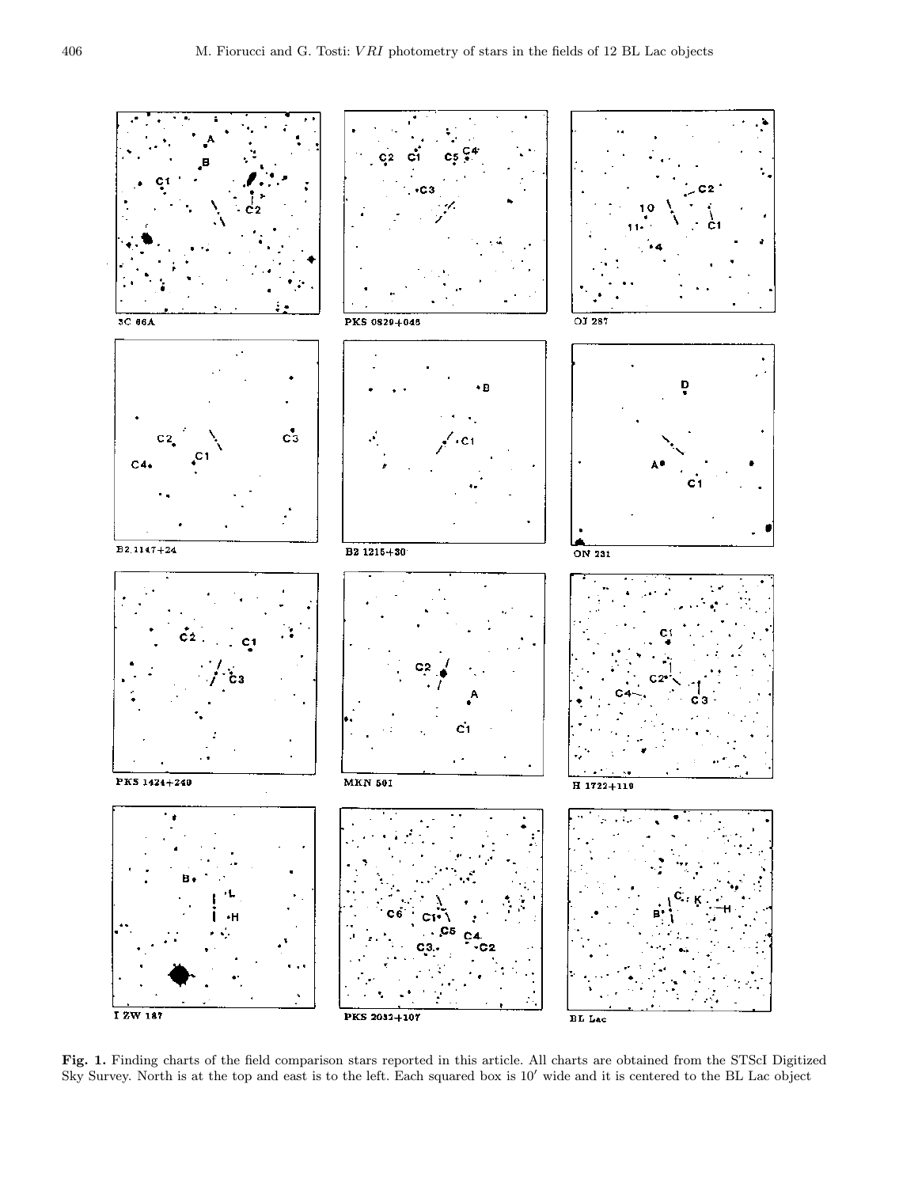**Fig. 1.** Finding charts of the field comparison stars reported in this article. All charts are obtained from the STScI Digitized Sky Survey. North is at the top and east is to the left. Each squared box is 10′ wide and it is centered to the BL Lac object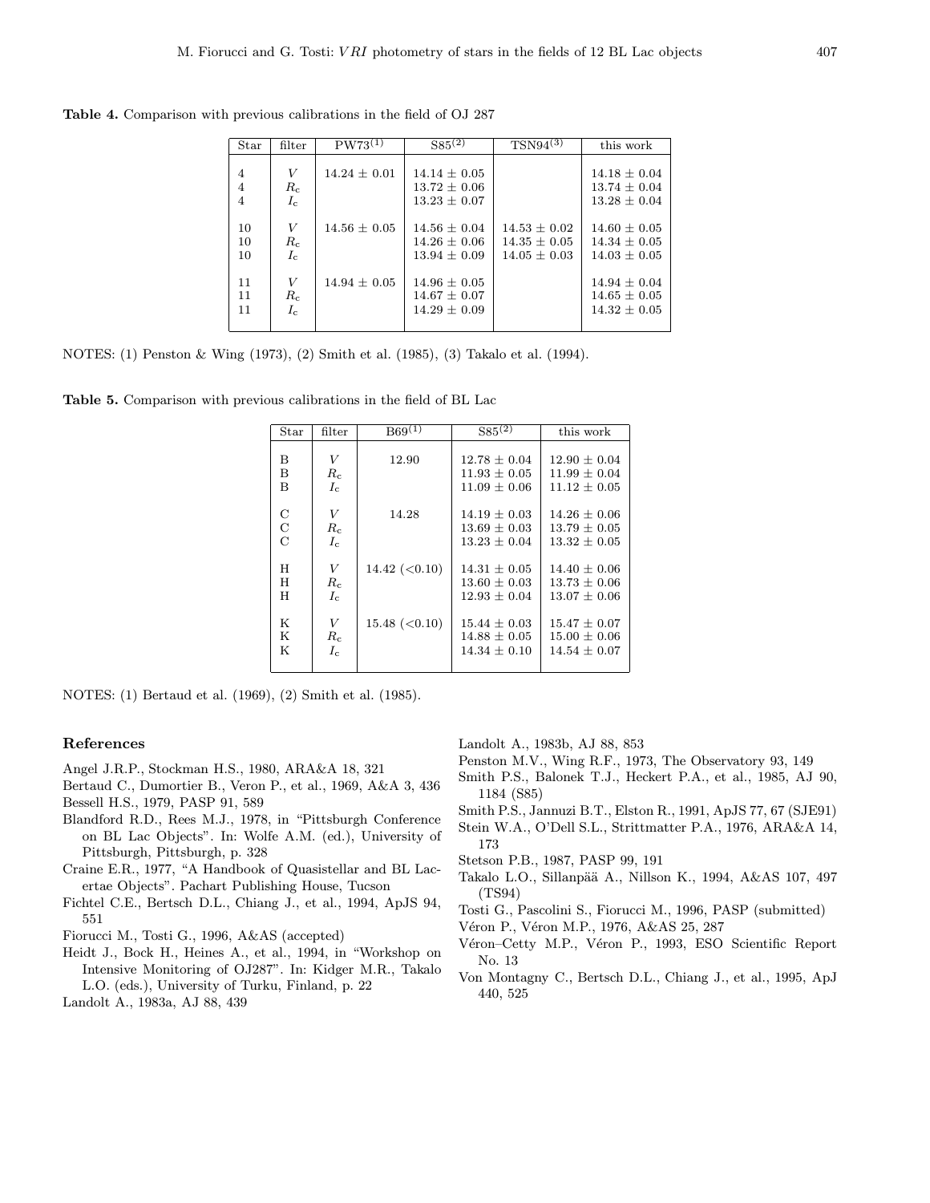**Table 4.** Comparison with previous calibrations in the field of OJ 287

| Star | filter | PW73[1] | S85[2] | TSN94[3] | this work |
|---|---|---|---|---|---|
| 4 | $V$ | $14.24 \pm 0.01$ | $14.14 \pm 0.05$ | | $14.18 \pm 0.04$ |
| 4 | $R_c$ | | $13.72 \pm 0.06$ | | $13.74 \pm 0.04$ |
| 4 | $I_c$ | | $13.23 \pm 0.07$ | | $13.28 \pm 0.04$ |
| 10 | $V$ | $14.56 \pm 0.05$ | $14.56 \pm 0.04$ | $14.53 \pm 0.02$ | $14.60 \pm 0.05$ |
| 10 | $R_c$ | | $14.26 \pm 0.06$ | $14.35 \pm 0.05$ | $14.34 \pm 0.05$ |
| 10 | $I_c$ | | $13.94 \pm 0.09$ | $14.05 \pm 0.03$ | $14.03 \pm 0.05$ |
| 11 | $V$ | $14.94 \pm 0.05$ | $14.96 \pm 0.05$ | | $14.94 \pm 0.04$ |
| 11 | $R_c$ | | $14.67 \pm 0.07$ | | $14.65 \pm 0.05$ |
| 11 | $I_c$ | | $14.29 \pm 0.09$ | | $14.32 \pm 0.05$ |

NOTES: (1) Penston & Wing (1973), (2) Smith et al. (1985), (3) Takalo et al. (1994).

**Table 5.** Comparison with previous calibrations in the field of BL Lac

| Star | filter | B69[1] | S85[2] | this work |
|---|---|---|---|---|
| B | $V$ | 12.90 | $12.78 \pm 0.04$ | $12.90 \pm 0.04$ |
| B | $R_c$ | | $11.93 \pm 0.05$ | $11.99 \pm 0.04$ |
| B | $I_c$ | | $11.09 \pm 0.06$ | $11.12 \pm 0.05$ |
| C | $V$ | 14.28 | $14.19 \pm 0.03$ | $14.26 \pm 0.06$ |
| C | $R_c$ | | $13.69 \pm 0.03$ | $13.79 \pm 0.05$ |
| C | $I_c$ | | $13.23 \pm 0.04$ | $13.32 \pm 0.05$ |
| H | $V$ | 14.42 (<0.10) | $14.31 \pm 0.05$ | $14.40 \pm 0.06$ |
| H | $R_c$ | | $13.60 \pm 0.03$ | $13.73 \pm 0.06$ |
| H | $I_c$ | | $12.93 \pm 0.04$ | $13.07 \pm 0.06$ |
| K | $V$ | 15.48 (<0.10) | $15.44 \pm 0.03$ | $15.47 \pm 0.07$ |
| K | $R_c$ | | $14.88 \pm 0.05$ | $15.00 \pm 0.06$ |
| K | $I_c$ | | $14.34 \pm 0.10$ | $14.54 \pm 0.07$ |

NOTES: (1) Bertaud et al. (1969), (2) Smith et al. (1985).

## References

Angel J.R.P., Stockman H.S., 1980, ARA&A 18, 321

Bertaud C., Dumortier B., Veron P., et al., 1969, A&A 3, 436

Bessell H.S., 1979, PASP 91, 589

Blandford R.D., Rees M.J., 1978, in "Pittsburgh Conference on BL Lac Objects". In: Wolfe A.M. (ed.), University of Pittsburgh, Pittsburgh, p. 328

Craine E.R., 1977, "A Handbook of Quasistellar and BL Lacertae Objects". Pachart Publishing House, Tucson

Fichtel C.E., Bertsch D.L., Chiang J., et al., 1994, ApJS 94, 551

Fiorucci M., Tosti G., 1996, A&AS (accepted)

Heidt J., Bock H., Heines A., et al., 1994, in "Workshop on Intensive Monitoring of OJ287". In: Kidger M.R., Takalo L.O. (eds.), University of Turku, Finland, p. 22

Landolt A., 1983a, AJ 88, 439

Landolt A., 1983b, AJ 88, 853

Penston M.V., Wing R.F., 1973, The Observatory 93, 149

Smith P.S., Balonek T.J., Heckert P.A., et al., 1985, AJ 90, 1184 (S85)

Smith P.S., Jannuzi B.T., Elston R., 1991, ApJS 77, 67 (SJE91)

Stein W.A., O'Dell S.L., Strittmatter P.A., 1976, ARA&A 14, 173

Stetson P.B., 1987, PASP 99, 191

Takalo L.O., Sillanpää A., Nillson K., 1994, A&AS 107, 497 (TS94)

Tosti G., Pascolini S., Fiorucci M., 1996, PASP (submitted)

Véron P., Véron M.P., 1976, A&AS 25, 287

Véron–Cetty M.P., Véron P., 1993, ESO Scientific Report No. 13

Von Montagny C., Bertsch D.L., Chiang J., et al., 1995, ApJ 440, 525